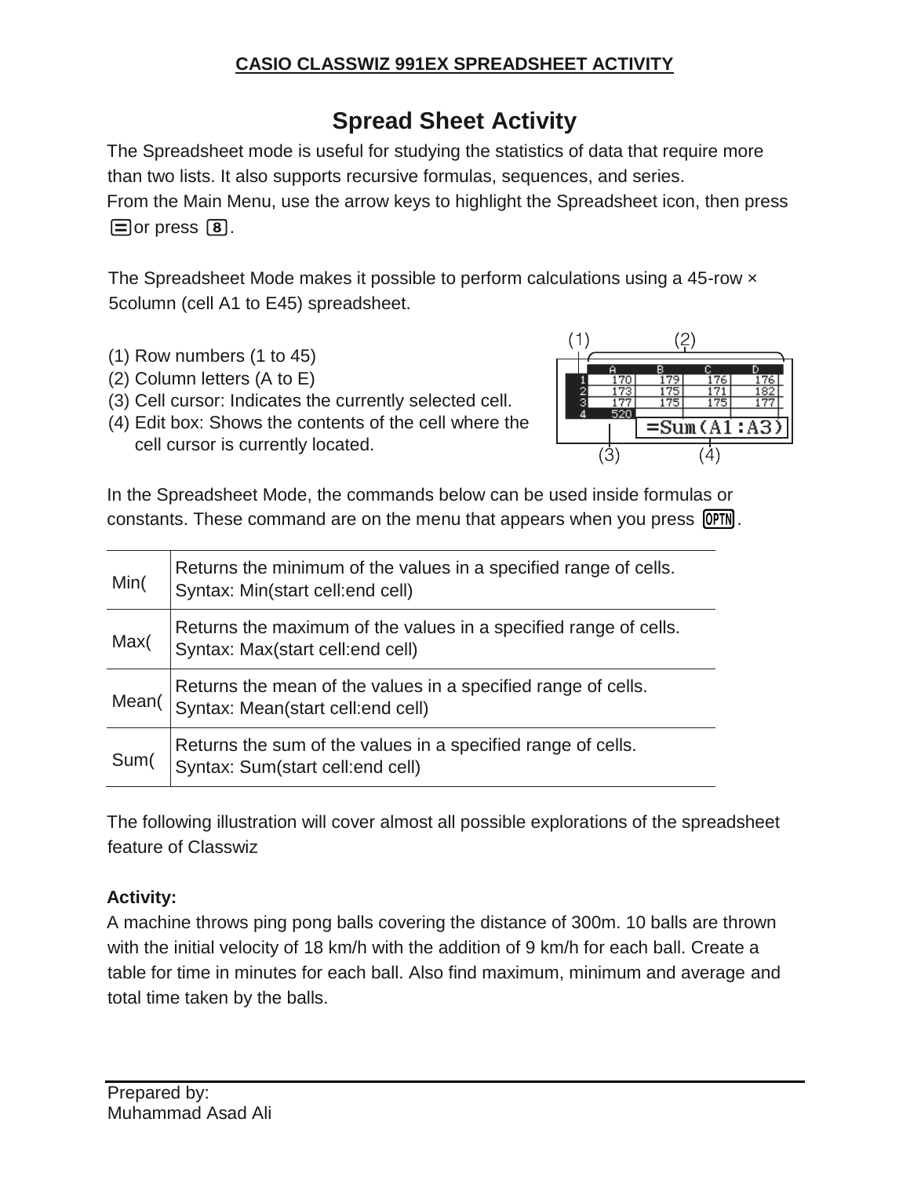**CASIO CLASSWIZ 991EX SPREADSHEET ACTIVITY**

# Spread Sheet Activity

The Spreadsheet mode is useful for studying the statistics of data that require more than two lists. It also supports recursive formulas, sequences, and series.
From the Main Menu, use the arrow keys to highlight the Spreadsheet icon, then press [=] or press [8].

The Spreadsheet Mode makes it possible to perform calculations using a 45-row × 5column (cell A1 to E45) spreadsheet.

(1) Row numbers (1 to 45)
(2) Column letters (A to E)
(3) Cell cursor: Indicates the currently selected cell.
(4) Edit box: Shows the contents of the cell where the cell cursor is currently located.

In the Spreadsheet Mode, the commands below can be used inside formulas or constants. These command are on the menu that appears when you press [OPTN].

| | |
|---|---|
| Min( | Returns the minimum of the values in a specified range of cells. Syntax: Min(start cell:end cell) |
| Max( | Returns the maximum of the values in a specified range of cells. Syntax: Max(start cell:end cell) |
| Mean( | Returns the mean of the values in a specified range of cells. Syntax: Mean(start cell:end cell) |
| Sum( | Returns the sum of the values in a specified range of cells. Syntax: Sum(start cell:end cell) |

The following illustration will cover almost all possible explorations of the spreadsheet feature of Classwiz

**Activity:**
A machine throws ping pong balls covering the distance of 300m. 10 balls are thrown with the initial velocity of 18 km/h with the addition of 9 km/h for each ball. Create a table for time in minutes for each ball. Also find maximum, minimum and average and total time taken by the balls.

Prepared by:
Muhammad Asad Ali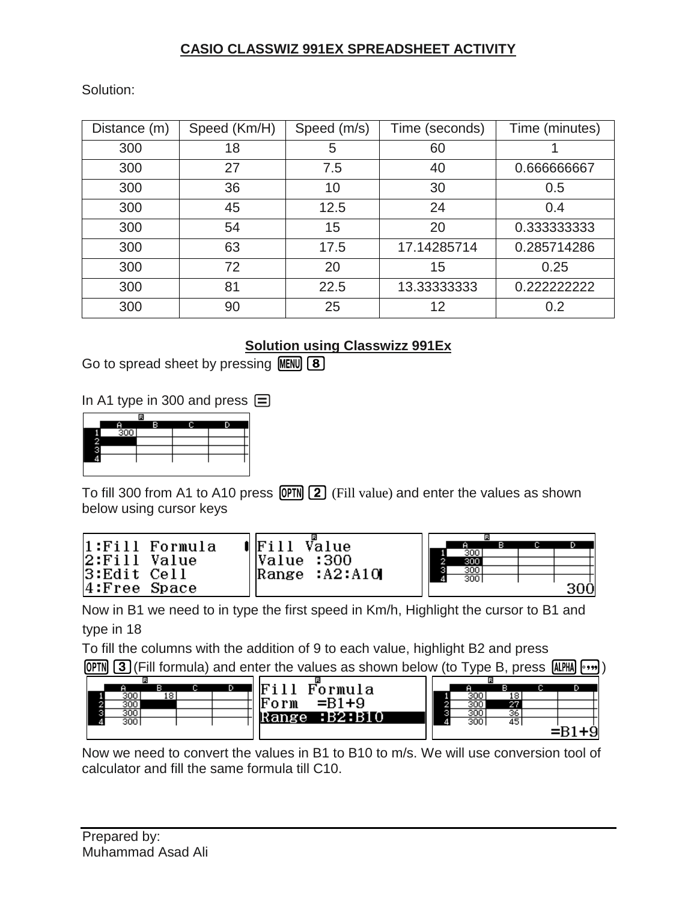## CASIO CLASSWIZ 991EX SPREADSHEET ACTIVITY

Solution:

| Distance (m) | Speed (Km/H) | Speed (m/s) | Time (seconds) | Time (minutes) |
|---|---|---|---|---|
| 300 | 18 | 5 | 60 | 1 |
| 300 | 27 | 7.5 | 40 | 0.666666667 |
| 300 | 36 | 10 | 30 | 0.5 |
| 300 | 45 | 12.5 | 24 | 0.4 |
| 300 | 54 | 15 | 20 | 0.333333333 |
| 300 | 63 | 17.5 | 17.14285714 | 0.285714286 |
| 300 | 72 | 20 | 15 | 0.25 |
| 300 | 81 | 22.5 | 13.33333333 | 0.222222222 |
| 300 | 90 | 25 | 12 | 0.2 |

### Solution using Classwizz 991Ex

Go to spread sheet by pressing MENU 8

In A1 type in 300 and press =

To fill 300 from A1 to A10 press OPTN 2 (Fill value) and enter the values as shown below using cursor keys

```
1:Fill Formula
2:Fill Value
3:Edit Cell
4:Free Space
```

```
Fill Value
Value :300
Range :A2:A10
```

Now in B1 we need to in type the first speed in Km/h, Highlight the cursor to B1 and type in 18

To fill the columns with the addition of 9 to each value, highlight B2 and press OPTN 3 (Fill formula) and enter the values as shown below (to Type B, press ALPHA °''')

```
Fill Formula
Form  =B1+9
Range :B2:B10
```

Now we need to convert the values in B1 to B10 to m/s. We will use conversion tool of calculator and fill the same formula till C10.

Prepared by:
Muhammad Asad Ali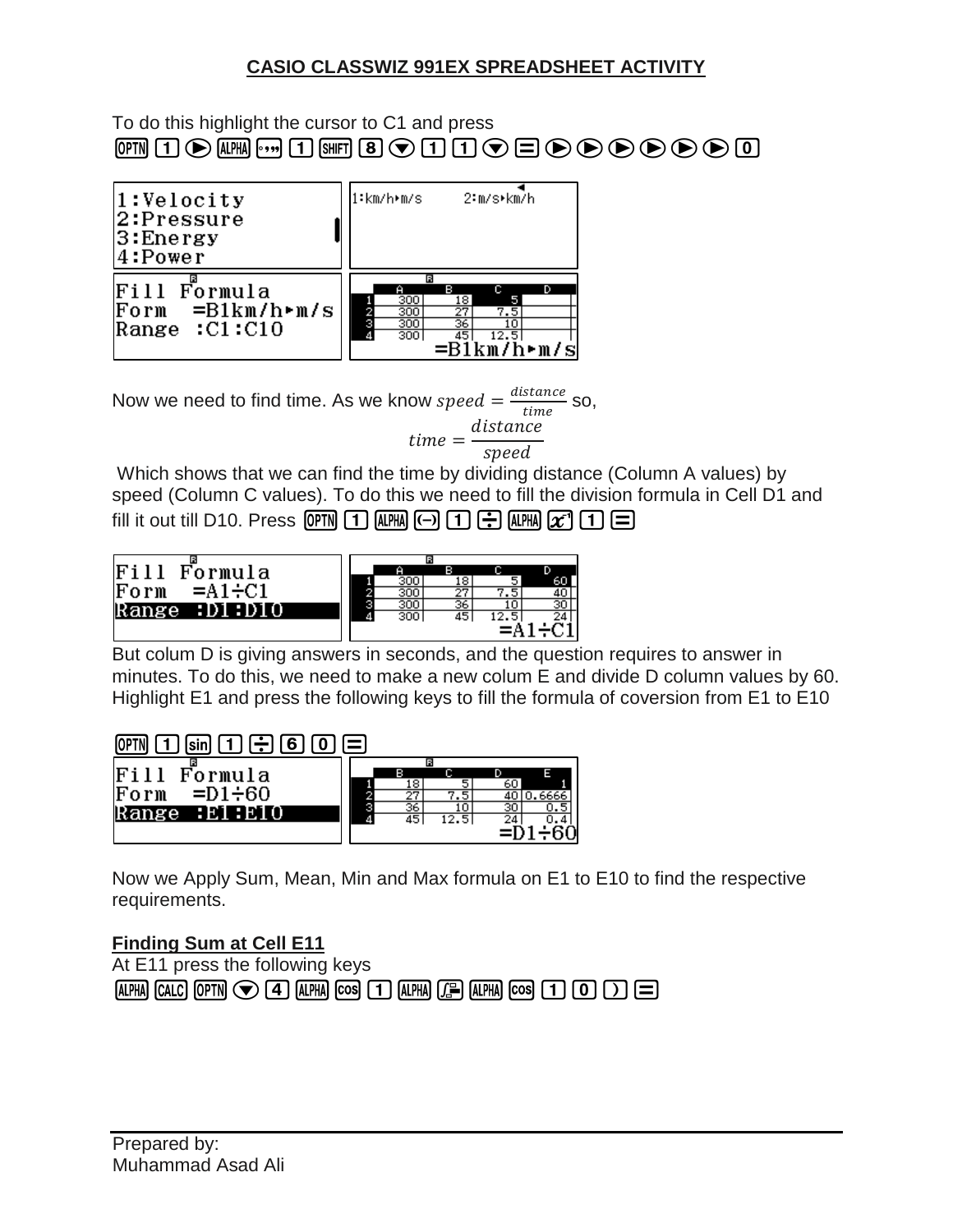## CASIO CLASSWIZ 991EX SPREADSHEET ACTIVITY

To do this highlight the cursor to C1 and press
OPTN 1 ▶ ALPHA ∘,,, 1 SHIFT 8 ▼ 1 1 ▼ = ▶ ▶ ▶ ▶ ▶ ▶ 0

```
1:Velocity
2:Pressure
3:Energy
4:Power
```

```
1:km/h▸m/s      2:m/s▸km/h
```

```
Fill Formula
Form  =B1km/h▸m/s
Range :C1:C10
```

|   | A | B | C | D |
|---|---|---|---|---|
| 1 | 300 | 18 | 5 | |
| 2 | 300 | 27 | 7.5 | |
| 3 | 300 | 36 | 10 | |
| 4 | 300 | 45 | 12.5 | |

=B1km/h▸m/s

Now we need to find time. As we know $speed = \frac{distance}{time}$ so,

$$time = \frac{distance}{speed}$$

Which shows that we can find the time by dividing distance (Column A values) by speed (Column C values). To do this we need to fill the division formula in Cell D1 and fill it out till D10. Press OPTN 1 ALPHA (−) 1 ÷ ALPHA $x^{-1}$ 1 =

```
Fill Formula
Form  =A1÷C1
Range :D1:D10
```

|   | A | B | C | D |
|---|---|---|---|---|
| 1 | 300 | 18 | 5 | 60 |
| 2 | 300 | 27 | 7.5 | 40 |
| 3 | 300 | 36 | 10 | 30 |
| 4 | 300 | 45 | 12.5 | 24 |

=A1÷C1

But colum D is giving answers in seconds, and the question requires to answer in minutes. To do this, we need to make a new colum E and divide D column values by 60. Highlight E1 and press the following keys to fill the formula of coversion from E1 to E10

OPTN 1 sin 1 ÷ 6 0 =

```
Fill Formula
Form  =D1÷60
Range :E1:E10
```

|   | B | C | D | E |
|---|---|---|---|---|
| 1 | 18 | 5 | 60 | 1 |
| 2 | 27 | 7.5 | 40 | 0.6666 |
| 3 | 36 | 10 | 30 | 0.5 |
| 4 | 45 | 12.5 | 24 | 0.4 |

=D1÷60

Now we Apply Sum, Mean, Min and Max formula on E1 to E10 to find the respective requirements.

**Finding Sum at Cell E11**

At E11 press the following keys
ALPHA CALC OPTN ▼ 4 ALPHA cos 1 ALPHA ∫ ALPHA cos 1 0 ) =

Prepared by:
Muhammad Asad Ali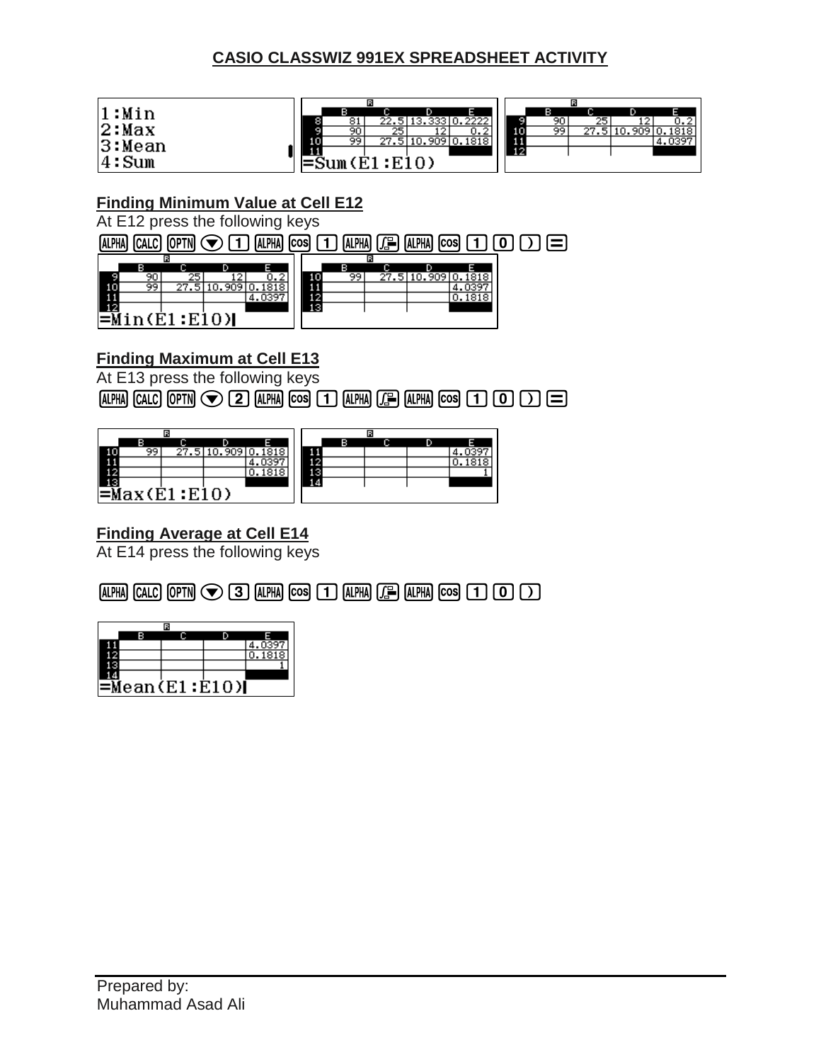## CASIO CLASSWIZ 991EX SPREADSHEET ACTIVITY

1:Min
2:Max
3:Mean
4:Sum

| | B | C | D | E |
|---|---|---|---|---|
| 8 | 81 | 22.5 | 13.333 | 0.2222 |
| 9 | 90 | 25 | 12 | 0.2 |
| 10 | 99 | 27.5 | 10.909 | 0.1818 |
| 11 | | | | |

=Sum(E1:E10)

| | B | C | D | E |
|---|---|---|---|---|
| 9 | 90 | 25 | 12 | 0.2 |
| 10 | 99 | 27.5 | 10.909 | 0.1818 |
| 11 | | | | 4.0397 |
| 12 | | | | |

### Finding Minimum Value at Cell E12

At E12 press the following keys

ALPHA CALC OPTN ▼ 1 ALPHA cos 1 ALPHA ∫ ALPHA cos 1 0 ) =

| | B | C | D | E |
|---|---|---|---|---|
| 9 | 90 | 25 | 12 | 0.2 |
| 10 | 99 | 27.5 | 10.909 | 0.1818 |
| 11 | | | | 4.0397 |
| 12 | | | | |

=Min(E1:E10)

| | B | C | D | E |
|---|---|---|---|---|
| 10 | 99 | 27.5 | 10.909 | 0.1818 |
| 11 | | | | 4.0397 |
| 12 | | | | 0.1818 |
| 13 | | | | |

### Finding Maximum at Cell E13

At E13 press the following keys

ALPHA CALC OPTN ▼ 2 ALPHA cos 1 ALPHA ∫ ALPHA cos 1 0 ) =

| | B | C | D | E |
|---|---|---|---|---|
| 10 | 99 | 27.5 | 10.909 | 0.1818 |
| 11 | | | | 4.0397 |
| 12 | | | | 0.1818 |
| 13 | | | | |

=Max(E1:E10)

| | B | C | D | E |
|---|---|---|---|---|
| 11 | | | | 4.0397 |
| 12 | | | | 0.1818 |
| 13 | | | | 1 |
| 14 | | | | |

### Finding Average at Cell E14

At E14 press the following keys

ALPHA CALC OPTN ▼ 3 ALPHA cos 1 ALPHA ∫ ALPHA cos 1 0 )

| | B | C | D | E |
|---|---|---|---|---|
| 11 | | | | 4.0397 |
| 12 | | | | 0.1818 |
| 13 | | | | 1 |
| 14 | | | | |

=Mean(E1:E10)

Prepared by:
Muhammad Asad Ali